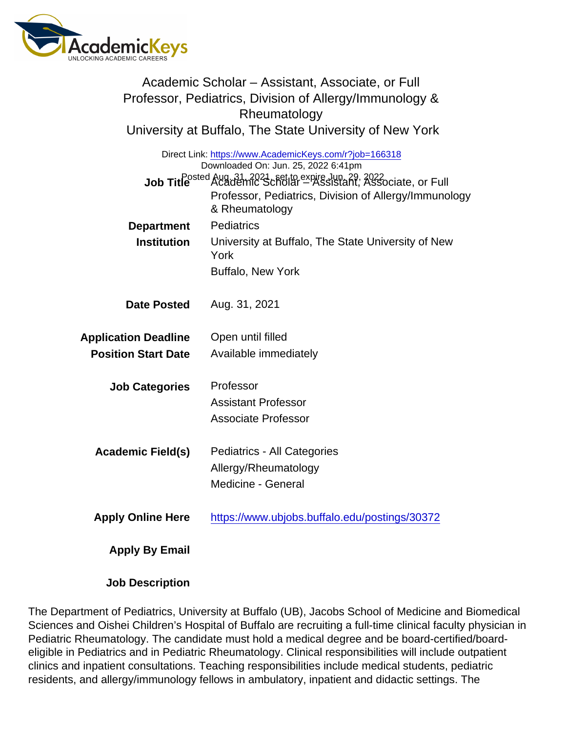# Academic Scholar – Assistant, Associate, or Full Professor, Pediatrics, Division of Allergy/Immunology & Rheumatology

## University at Buffalo, The State University of New York

Direct Link: https://www.AcademicKeys.com/r?job=166318
Downloaded On: Jun. 25, 2022 6:41pm
Posted Aug. 31, 2021, set to expire Jun. 29, 2022

**Job Title** Academic Scholar – Assistant, Associate, or Full Professor, Pediatrics, Division of Allergy/Immunology & Rheumatology

**Department** Pediatrics

**Institution** University at Buffalo, The State University of New York
Buffalo, New York

**Date Posted** Aug. 31, 2021

**Application Deadline** Open until filled

**Position Start Date** Available immediately

**Job Categories** Professor
Assistant Professor
Associate Professor

**Academic Field(s)** Pediatrics - All Categories
Allergy/Rheumatology
Medicine - General

**Apply Online Here** https://www.ubjobs.buffalo.edu/postings/30372

**Apply By Email**

**Job Description**

The Department of Pediatrics, University at Buffalo (UB), Jacobs School of Medicine and Biomedical Sciences and Oishei Children's Hospital of Buffalo are recruiting a full-time clinical faculty physician in Pediatric Rheumatology. The candidate must hold a medical degree and be board-certified/board-eligible in Pediatrics and in Pediatric Rheumatology. Clinical responsibilities will include outpatient clinics and inpatient consultations. Teaching responsibilities include medical students, pediatric residents, and allergy/immunology fellows in ambulatory, inpatient and didactic settings. The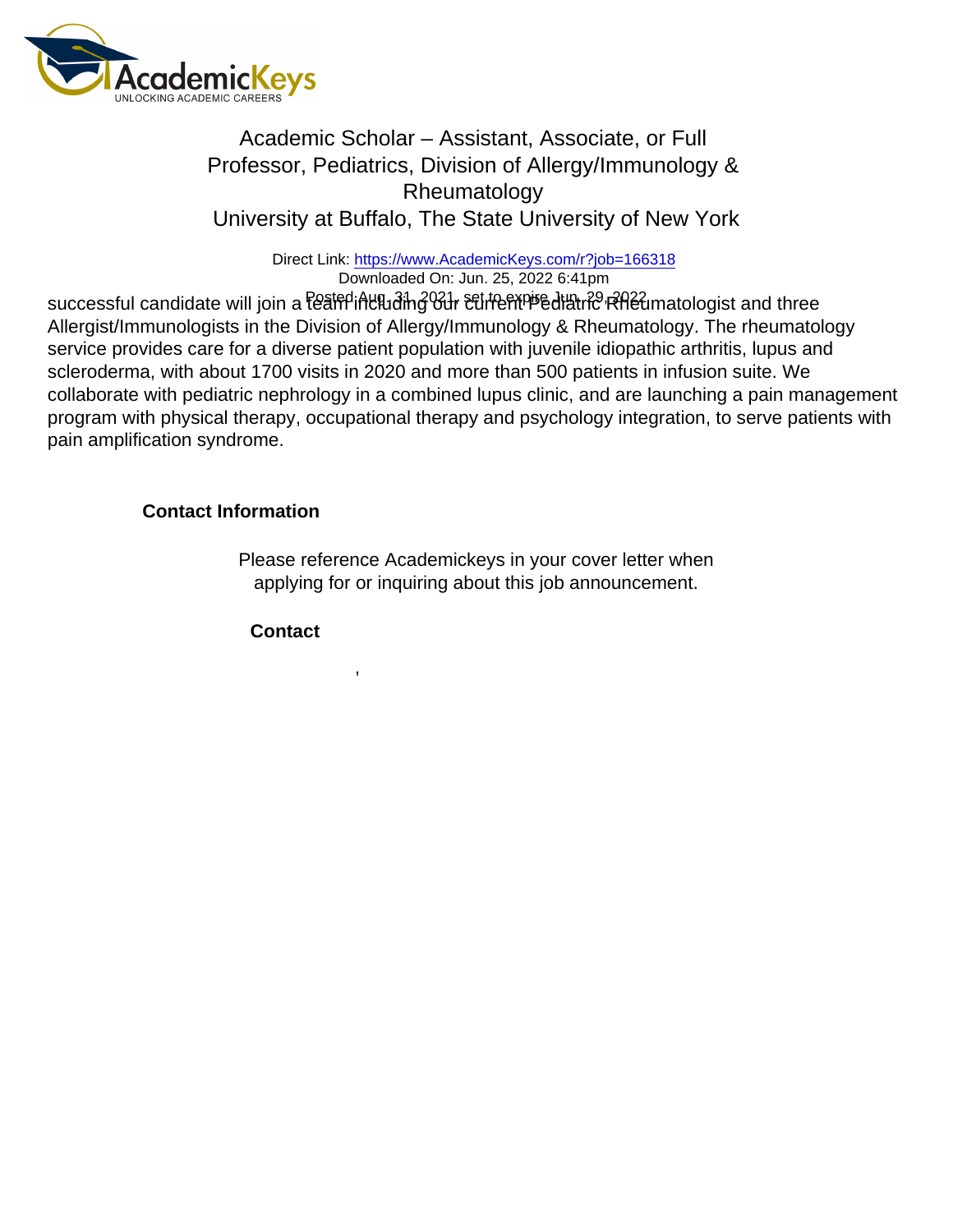successful candidate will join a team including our current Pediatric Rheumatologist and three Allergist/Immunologists in the Division of Allergy/Immunology & Rheumatology. The rheumatology service provides care for a diverse patient population with juvenile idiopathic arthritis, lupus and scleroderma, with about 1700 visits in 2020 and more than 500 patients in infusion suite. We collaborate with pediatric nephrology in a combined lupus clinic, and are launching a pain management program with physical therapy, occupational therapy and psychology integration, to serve patients with pain amplification syndrome.

## Contact Information

Please reference Academickeys in your cover letter when applying for or inquiring about this job announcement.

**Contact**

,